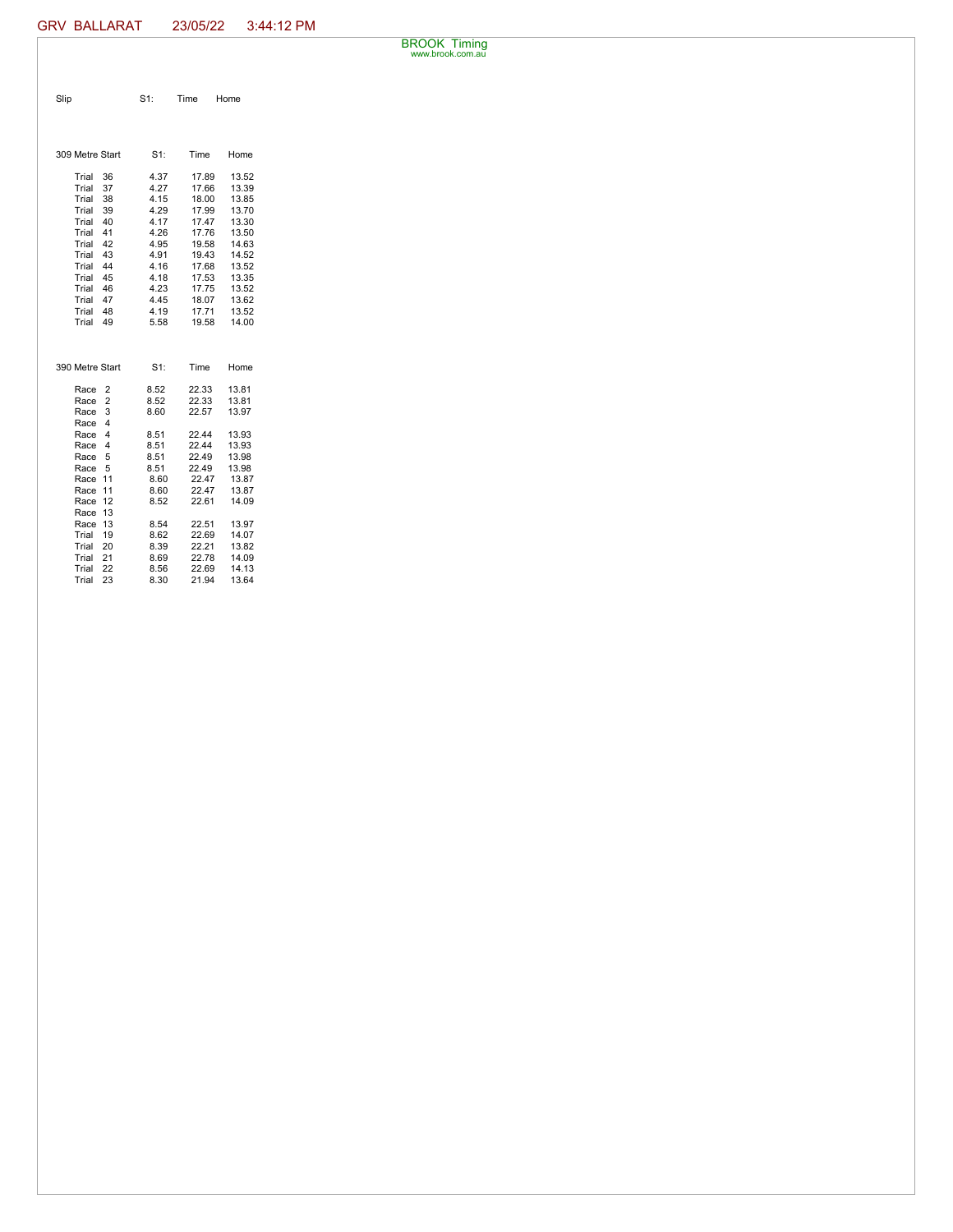GRV BALLARAT 23/05/22 3:44:12 PM

BROOK Timing
www.brook.com.au

| Slip | S1: | Time | Home |
|---|---|---|---|

| 309 Metre Start | S1: | Time | Home |
|---|---|---|---|
| Trial 36 | 4.37 | 17.89 | 13.52 |
| Trial 37 | 4.27 | 17.66 | 13.39 |
| Trial 38 | 4.15 | 18.00 | 13.85 |
| Trial 39 | 4.29 | 17.99 | 13.70 |
| Trial 40 | 4.17 | 17.47 | 13.30 |
| Trial 41 | 4.26 | 17.76 | 13.50 |
| Trial 42 | 4.95 | 19.58 | 14.63 |
| Trial 43 | 4.91 | 19.43 | 14.52 |
| Trial 44 | 4.16 | 17.68 | 13.52 |
| Trial 45 | 4.18 | 17.53 | 13.35 |
| Trial 46 | 4.23 | 17.75 | 13.52 |
| Trial 47 | 4.45 | 18.07 | 13.62 |
| Trial 48 | 4.19 | 17.71 | 13.52 |
| Trial 49 | 5.58 | 19.58 | 14.00 |

| 390 Metre Start | S1: | Time | Home |
|---|---|---|---|
| Race 2 | 8.52 | 22.33 | 13.81 |
| Race 2 | 8.52 | 22.33 | 13.81 |
| Race 3 | 8.60 | 22.57 | 13.97 |
| Race 4 | | | |
| Race 4 | 8.51 | 22.44 | 13.93 |
| Race 4 | 8.51 | 22.44 | 13.93 |
| Race 5 | 8.51 | 22.49 | 13.98 |
| Race 5 | 8.51 | 22.49 | 13.98 |
| Race 11 | 8.60 | 22.47 | 13.87 |
| Race 11 | 8.60 | 22.47 | 13.87 |
| Race 12 | 8.52 | 22.61 | 14.09 |
| Race 13 | | | |
| Race 13 | 8.54 | 22.51 | 13.97 |
| Trial 19 | 8.62 | 22.69 | 14.07 |
| Trial 20 | 8.39 | 22.21 | 13.82 |
| Trial 21 | 8.69 | 22.78 | 14.09 |
| Trial 22 | 8.56 | 22.69 | 14.13 |
| Trial 23 | 8.30 | 21.94 | 13.64 |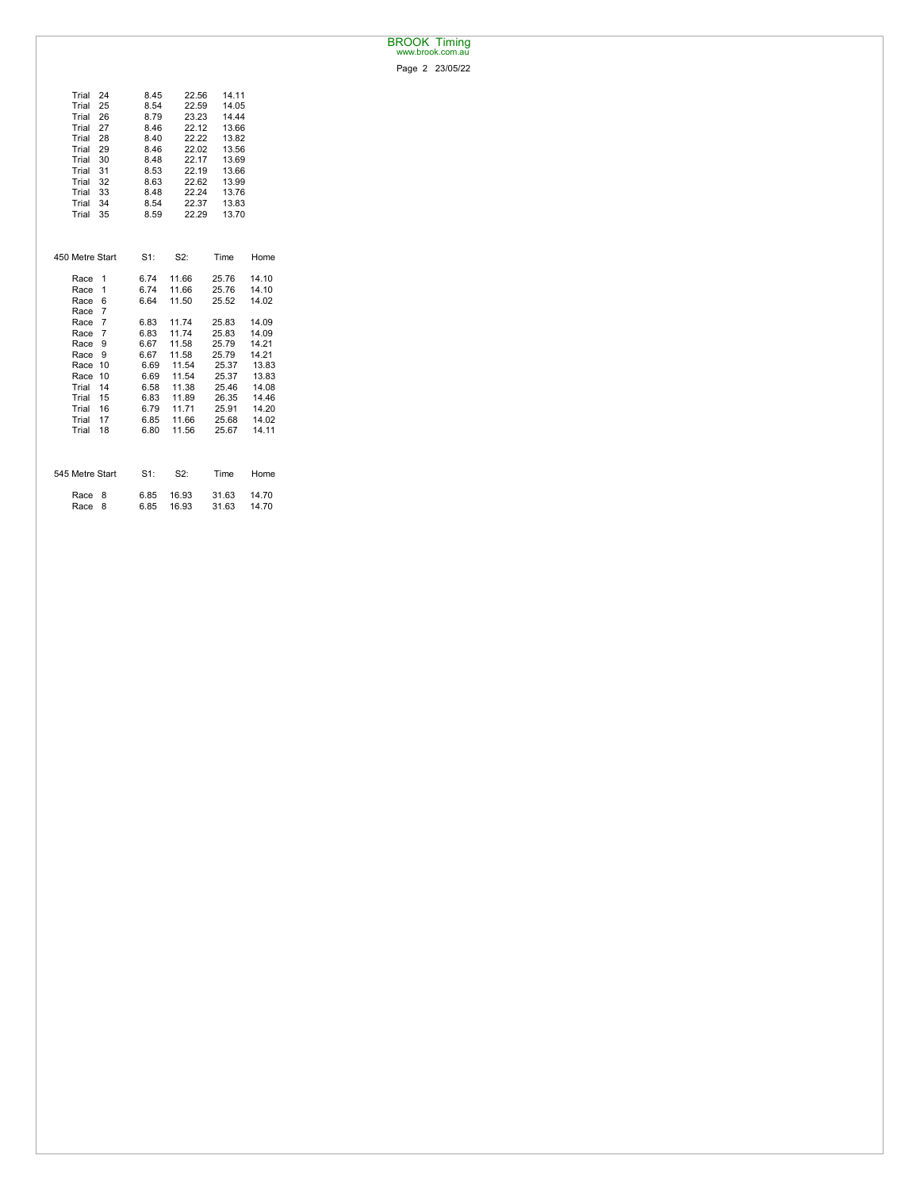| | | | |
|---|---|---|---|
| Trial 24 | 8.45 | 22.56 | 14.11 |
| Trial 25 | 8.54 | 22.59 | 14.05 |
| Trial 26 | 8.79 | 23.23 | 14.44 |
| Trial 27 | 8.46 | 22.12 | 13.66 |
| Trial 28 | 8.40 | 22.22 | 13.82 |
| Trial 29 | 8.46 | 22.02 | 13.56 |
| Trial 30 | 8.48 | 22.17 | 13.69 |
| Trial 31 | 8.53 | 22.19 | 13.66 |
| Trial 32 | 8.63 | 22.62 | 13.99 |
| Trial 33 | 8.48 | 22.24 | 13.76 |
| Trial 34 | 8.54 | 22.37 | 13.83 |
| Trial 35 | 8.59 | 22.29 | 13.70 |

| 450 Metre Start | S1: | S2: | Time | Home |
|---|---|---|---|---|
| Race 1 | 6.74 | 11.66 | 25.76 | 14.10 |
| Race 1 | 6.74 | 11.66 | 25.76 | 14.10 |
| Race 6 | 6.64 | 11.50 | 25.52 | 14.02 |
| Race 7 | | | | |
| Race 7 | 6.83 | 11.74 | 25.83 | 14.09 |
| Race 7 | 6.83 | 11.74 | 25.83 | 14.09 |
| Race 9 | 6.67 | 11.58 | 25.79 | 14.21 |
| Race 9 | 6.67 | 11.58 | 25.79 | 14.21 |
| Race 10 | 6.69 | 11.54 | 25.37 | 13.83 |
| Race 10 | 6.69 | 11.54 | 25.37 | 13.83 |
| Trial 14 | 6.58 | 11.38 | 25.46 | 14.08 |
| Trial 15 | 6.83 | 11.89 | 26.35 | 14.46 |
| Trial 16 | 6.79 | 11.71 | 25.91 | 14.20 |
| Trial 17 | 6.85 | 11.66 | 25.68 | 14.02 |
| Trial 18 | 6.80 | 11.56 | 25.67 | 14.11 |

| 545 Metre Start | S1: | S2: | Time | Home |
|---|---|---|---|---|
| Race 8 | 6.85 | 16.93 | 31.63 | 14.70 |
| Race 8 | 6.85 | 16.93 | 31.63 | 14.70 |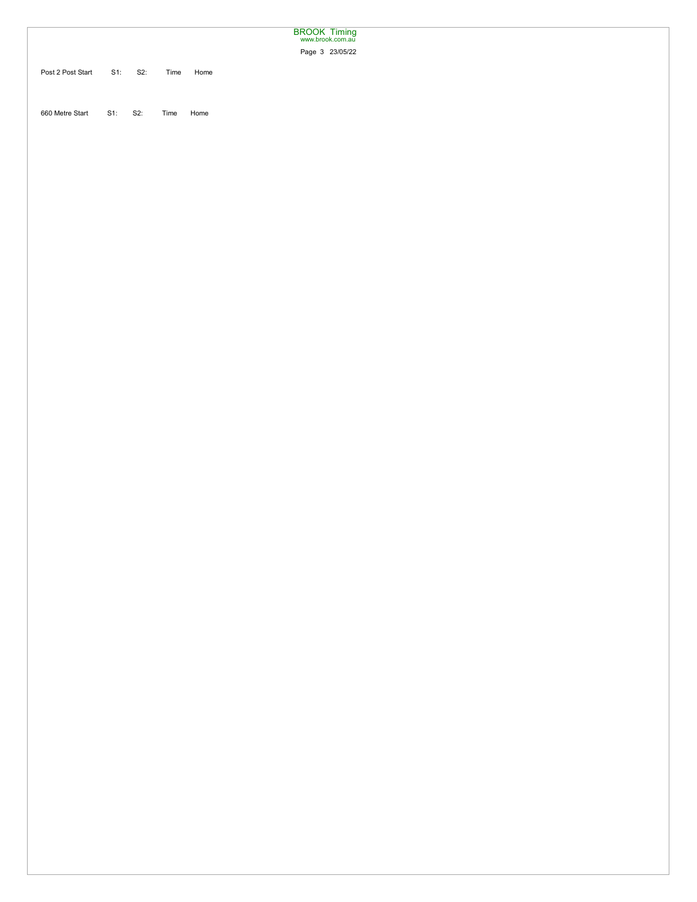Post 2 Post Start S1: S2: Time Home

660 Metre Start S1: S2: Time Home